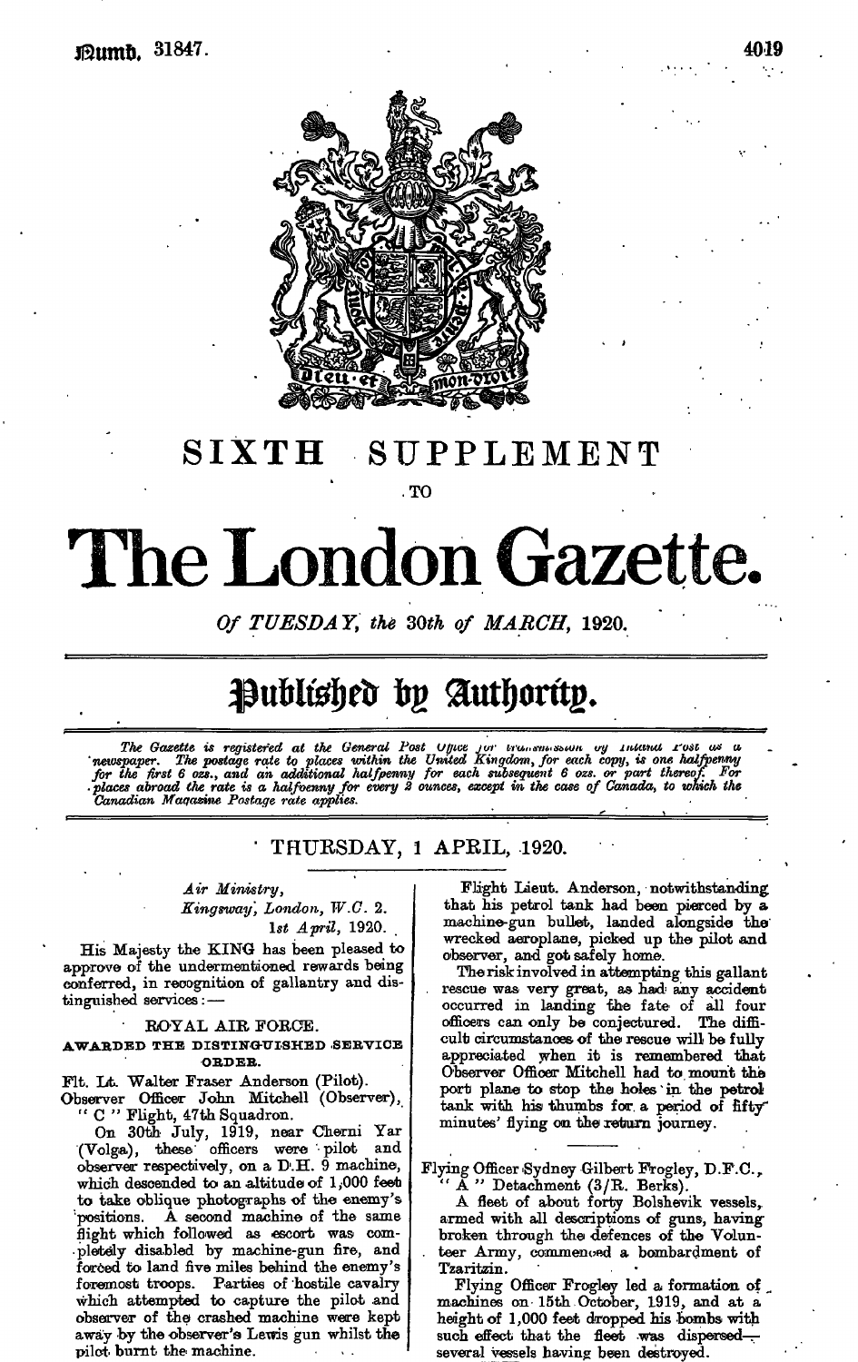# SIXTH SUPPLEMENT

TO

# The London Gazette.

*Of TUESDAY, the 30th of MARCH*, 1920.

## Published by Authority.

*The Gazette is registered at the General Post Office for transmission by Inland Post as a newspaper. The postage rate to places within the United Kingdom, for each copy, is one halfpenny for the first 6 ozs., and an additional halfpenny for each subsequent 6 ozs. or part thereof. For places abroad the rate is a halfpenny for every 2 ounces, except in the case of Canada, to which the Canadian Magazine Postage rate applies.*

THURSDAY, 1 APRIL, 1920.

*Air Ministry,*
*Kingsway, London, W.C. 2.*
*1st April, 1920.*

His Majesty the KING has been pleased to approve of the undermentioned rewards being conferred, in recognition of gallantry and distinguished services:—

ROYAL AIR FORCE.

AWARDED THE DISTINGUISHED SERVICE ORDER.

Flt. Lt. Walter Fraser Anderson (Pilot).
Observer Officer John Mitchell (Observer), "C" Flight, 47th Squadron.

On 30th July, 1919, near Cherni Yar (Volga), these officers were pilot and observer respectively, on a D.H. 9 machine, which descended to an altitude of 1,000 feet to take oblique photographs of the enemy's positions. A second machine of the same flight which followed as escort was completely disabled by machine-gun fire, and forced to land five miles behind the enemy's foremost troops. Parties of hostile cavalry which attempted to capture the pilot and observer of the crashed machine were kept away by the observer's Lewis gun whilst the pilot burnt the machine.

Flight Lieut. Anderson, notwithstanding that his petrol tank had been pierced by a machine-gun bullet, landed alongside the wrecked aeroplane, picked up the pilot and observer, and got safely home.

The risk involved in attempting this gallant rescue was very great, as had any accident occurred in landing the fate of all four officers can only be conjectured. The difficult circumstances of the rescue will be fully appreciated when it is remembered that Observer Officer Mitchell had to mount the port plane to stop the holes in the petrol tank with his thumbs for a period of fifty minutes' flying on the return journey.

Flying Officer Sydney Gilbert Frogley, D.F.C., "A" Detachment (3/R. Berks).

A fleet of about forty Bolshevik vessels, armed with all descriptions of guns, having broken through the defences of the Volunteer Army, commenced a bombardment of Tzaritzin.

Flying Officer Frogley led a formation of machines on 15th October, 1919, and at a height of 1,000 feet dropped his bombs with such effect that the fleet was dispersed—several vessels having been destroyed.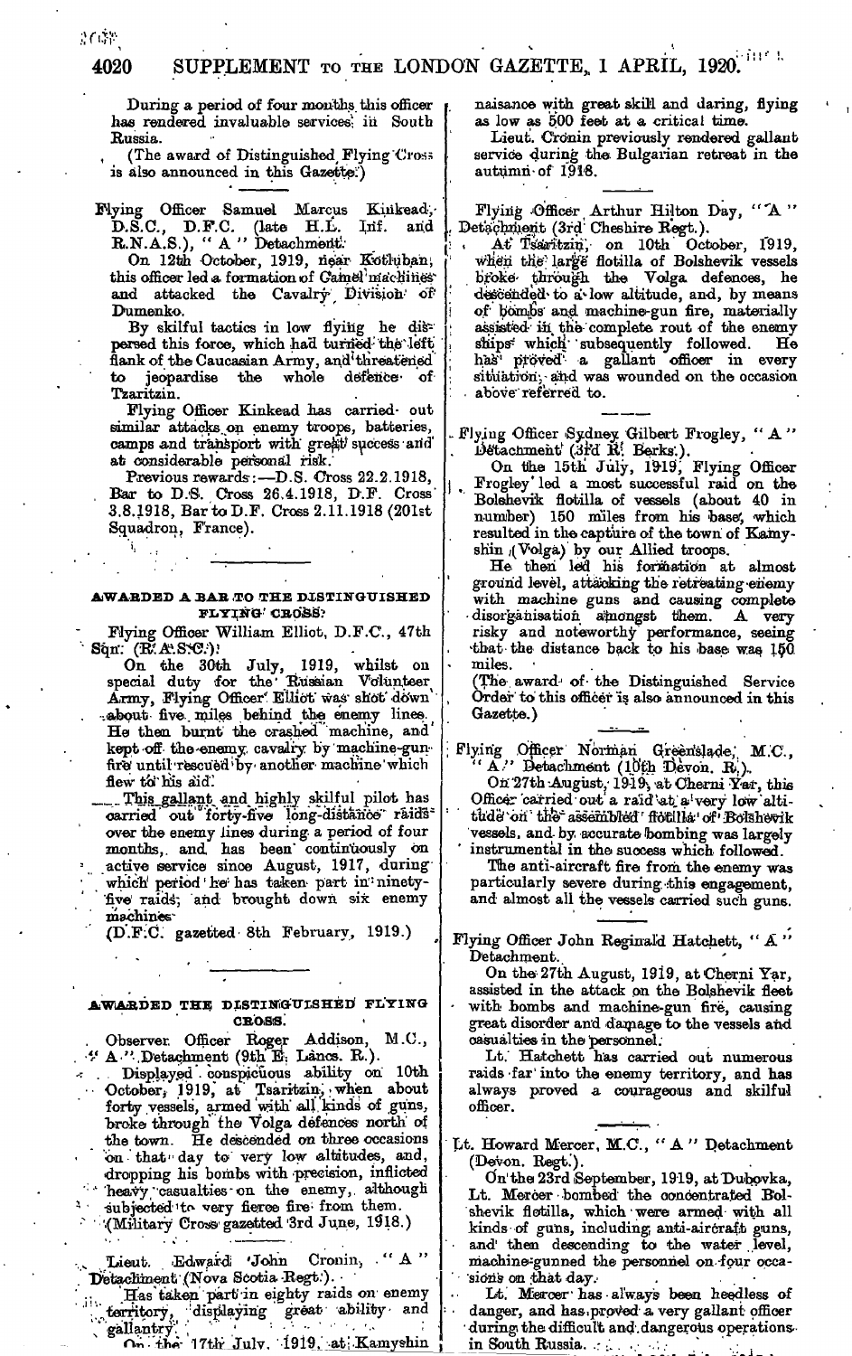During a period of four months this officer has rendered invaluable services in South Russia.

(The award of Distinguished Flying Cross is also announced in this Gazette.)

---

Flying Officer Samuel Marcus Kinkead, D.S.C., D.F.C. (late H.L. Inf. and R.N.A.S.), "A" Detachment.

On 12th October, 1919, near Kotluban, this officer led a formation of Camel machines and attacked the Cavalry Division of Dumenko.

By skilful tactics in low flying he dispersed this force, which had turned the left flank of the Caucasian Army, and threatened to jeopardise the whole defence of Tzaritzin.

Flying Officer Kinkead has carried out similar attacks on enemy troops, batteries, camps and transport with great success and at considerable personal risk.

Previous rewards:—D.S. Cross 22.2.1918, Bar to D.S. Cross 26.4.1918, D.F. Cross 3.8.1918, Bar to D.F. Cross 2.11.1918 (201st Squadron, France).

## AWARDED A BAR TO THE DISTINGUISHED FLYING CROSS.

Flying Officer William Elliot, D.F.C., 47th Sqn. (R.A.S.C.).

On the 30th July, 1919, whilst on special duty for the Russian Volunteer Army, Flying Officer Elliot was shot down about five miles behind the enemy lines. He then burnt the crashed machine, and kept off the enemy cavalry by machine-gun fire until rescued by another machine which flew to his aid.

This gallant and highly skilful pilot has carried out forty-five long-distance raids over the enemy lines during a period of four months, and has been continuously on active service since August, 1917, during which period he has taken part in ninety-five raids, and brought down six enemy machines.

(D.F.C. gazetted 8th February, 1919.)

---

## AWARDED THE DISTINGUISHED FLYING CROSS.

Observer Officer Roger Addison, M.C., "A" Detachment (9th E. Lancs. R.).

Displayed conspicuous ability on 10th October, 1919, at Tsaritzin, when about forty vessels, armed with all kinds of guns, broke through the Volga defences north of the town. He descended on three occasions on that day to very low altitudes, and, dropping his bombs with precision, inflicted heavy casualties on the enemy, although subjected to very fierce fire from them.

(Military Cross gazetted 3rd June, 1918.)

Lieut. Edward John Cronin, "A" Detachment (Nova Scotia Regt.).

Has taken part in eighty raids on enemy territory, displaying great ability and gallantry.

On the 17th July, 1919, at Kamyshin naisance with great skill and daring, flying as low as 500 feet at a critical time.

Lieut. Cronin previously rendered gallant service during the Bulgarian retreat in the autumn of 1918.

---

Flying Officer Arthur Hilton Day, "A" Detachment (3rd Cheshire Regt.).

At Tsaritzin, on 10th October, 1919, when the large flotilla of Bolshevik vessels broke through the Volga defences, he descended to a low altitude, and, by means of bombs and machine-gun fire, materially assisted in the complete rout of the enemy ships which subsequently followed. He has proved a gallant officer in every situation, and was wounded on the occasion above referred to.

---

Flying Officer Sydney Gilbert Frogley, "A" Detachment (3rd R. Berks.).

On the 15th July, 1919, Flying Officer Frogley led a most successful raid on the Bolshevik flotilla of vessels (about 40 in number) 150 miles from his base, which resulted in the capture of the town of Kamyshin (Volga) by our Allied troops.

He then led his formation at almost ground level, attacking the retreating enemy with machine guns and causing complete disorganisation amongst them. A very risky and noteworthy performance, seeing that the distance back to his base was 150 miles.

(The award of the Distinguished Service Order to this officer is also announced in this Gazette.)

---

Flying Officer Norman Greenslade, M.C., "A" Detachment (10th Devon. R.).

On 27th August, 1919, at Cherni Yar, this Officer carried out a raid at a very low altitude on the assembled flotilla of Bolshevik vessels, and by accurate bombing was largely instrumental in the success which followed.

The anti-aircraft fire from the enemy was particularly severe during this engagement, and almost all the vessels carried such guns.

---

Flying Officer John Reginald Hatchett, "A" Detachment.

On the 27th August, 1919, at Cherni Yar, assisted in the attack on the Bolshevik fleet with bombs and machine-gun fire, causing great disorder and damage to the vessels and casualties in the personnel.

Lt. Hatchett has carried out numerous raids far into the enemy territory, and has always proved a courageous and skilful officer.

---

Lt. Howard Mercer, M.C., "A" Detachment (Devon. Regt.).

On the 23rd September, 1919, at Dubovka, Lt. Mercer bombed the concentrated Bolshevik flotilla, which were armed with all kinds of guns, including anti-aircraft guns, and then descending to the water level, machine-gunned the personnel on four occasions on that day.

Lt. Mercer has always been heedless of danger, and has proved a very gallant officer during the difficult and dangerous operations in South Russia.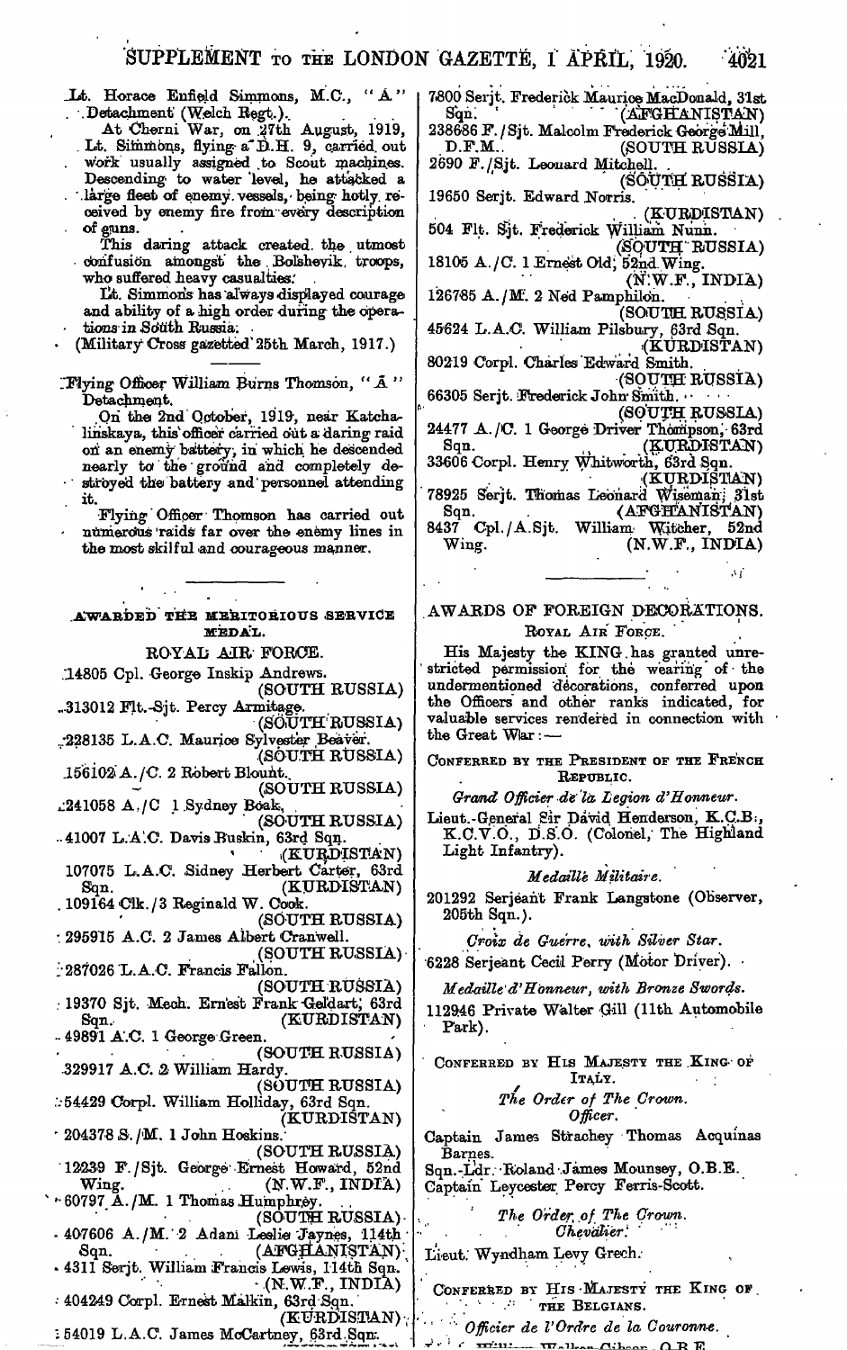Lt. Horace Enfield Simmons, M.C., "A" Detachment (Welch Regt.).

At Cherni War, on 27th August, 1919, Lt. Simmons, flying a D.H. 9, carried out work usually assigned to Scout machines. Descending to water level, he attacked a large fleet of enemy vessels, being hotly received by enemy fire from every description of guns.

This daring attack created the utmost confusion amongst the Bolshevik troops, who suffered heavy casualties.

Lt. Simmons has always displayed courage and ability of a high order during the operations in South Russia.

(Military Cross gazetted 25th March, 1917.)

---

Flying Officer William Burns Thomson, "A" Detachment.

On the 2nd October, 1919, near Katchalinskaya, this officer carried out a daring raid on an enemy battery, in which he descended nearly to the ground and completely destroyed the battery and personnel attending it.

Flying Officer Thomson has carried out numerous raids far over the enemy lines in the most skilful and courageous manner.

---

## AWARDED THE MERITORIOUS SERVICE MEDAL.

### ROYAL AIR FORCE.

14805 Cpl. George Inskip Andrews. (SOUTH RUSSIA)
313012 Flt.-Sjt. Percy Armitage. (SOUTH RUSSIA)
228135 L.A.C. Maurice Sylvester Beaver. (SOUTH RUSSIA)
156102 A./C. 2 Robert Blount. (SOUTH RUSSIA)
241058 A./C 1 Sydney Boak. (SOUTH RUSSIA)
41007 L.A.C. Davis Buskin, 63rd Sqn. (KURDISTAN)
107075 L.A.C. Sidney Herbert Carter, 63rd Sqn. (KURDISTAN)
109164 Clk./3 Reginald W. Cook. (SOUTH RUSSIA)
295915 A.C. 2 James Albert Cranwell. (SOUTH RUSSIA)
287026 L.A.C. Francis Fallon. (SOUTH RUSSIA)
19370 Sjt. Mech. Ernest Frank Geldart, 63rd Sqn. (KURDISTAN)
49891 A.C. 1 George Green. (SOUTH RUSSIA)
329917 A.C. 2 William Hardy. (SOUTH RUSSIA)
54429 Corpl. William Holliday, 63rd Sqn. (KURDISTAN)
204378 S./M. 1 John Hoskins. (SOUTH RUSSIA)
12239 F./Sjt. George Ernest Howard, 52nd Wing. (N.W.F., INDIA)
60797 A./M. 1 Thomas Humphrey. (SOUTH RUSSIA)
407606 A./M. 2 Adam Leslie Jaynes, 114th Sqn. (AFGHANISTAN)
4311 Serjt. William Francis Lewis, 114th Sqn. (N.W.F., INDIA)
404249 Corpl. Ernest Malkin, 63rd Sqn. (KURDISTAN)
54019 L.A.C. James McCartney, 63rd Sqn.
7800 Serjt. Frederick Maurice MacDonald, 31st Sqn. (AFGHANISTAN)
238686 F./Sjt. Malcolm Frederick George Mill, D.F.M. (SOUTH RUSSIA)
2690 F./Sjt. Leonard Mitchell. (SOUTH RUSSIA)
19650 Serjt. Edward Norris. (KURDISTAN)
504 Flt. Sjt. Frederick William Nunn. (SOUTH RUSSIA)
18105 A./C. 1 Ernest Old, 52nd Wing. (N.W.F., INDIA)
126785 A./M. 2 Ned Pamphilon. (SOUTH RUSSIA)
45624 L.A.C. William Pilsbury, 63rd Sqn. (KURDISTAN)
80219 Corpl. Charles Edward Smith. (SOUTH RUSSIA)
66305 Serjt. Frederick John Smith. (SOUTH RUSSIA)
24477 A./C. 1 George Driver Thompson, 63rd Sqn. (KURDISTAN)
33606 Corpl. Henry Whitworth, 63rd Sqn. (KURDISTAN)
78925 Serjt. Thomas Leonard Wiseman, 31st Sqn. (AFGHANISTAN)
8437 Cpl./A.Sjt. William Witcher, 52nd Wing. (N.W.F., INDIA)

---

## AWARDS OF FOREIGN DECORATIONS.

### ROYAL AIR FORCE.

His Majesty the KING has granted unrestricted permission for the wearing of the undermentioned decorations, conferred upon the Officers and other ranks indicated, for valuable services rendered in connection with the Great War:—

### CONFERRED BY THE PRESIDENT OF THE FRENCH REPUBLIC.

*Grand Officier de la Legion d'Honneur.*

Lieut.-General Sir David Henderson, K.C.B., K.C.V.O., D.S.O. (Colonel, The Highland Light Infantry).

*Medaille Militaire.*

201292 Serjeant Frank Langstone (Observer, 205th Sqn.).

*Croix de Guerre, with Silver Star.*

6228 Serjeant Cecil Perry (Motor Driver).

*Medaille d'Honneur, with Bronze Swords.*

112946 Private Walter Gill (11th Automobile Park).

### CONFERRED BY HIS MAJESTY THE KING OF ITALY.

*The Order of The Crown.*
*Officer.*

Captain James Strachey Thomas Acquinas Barnes.
Sqn.-Ldr. Roland James Mounsey, O.B.E.
Captain Leycester Percy Ferris-Scott.

*The Order of The Crown.*
*Chevalier.*

Lieut. Wyndham Levy Grech.

### CONFERRED BY HIS MAJESTY THE KING OF THE BELGIANS.

*Officier de l'Ordre de la Couronne.*

William Walker-Gibson, O.B.E.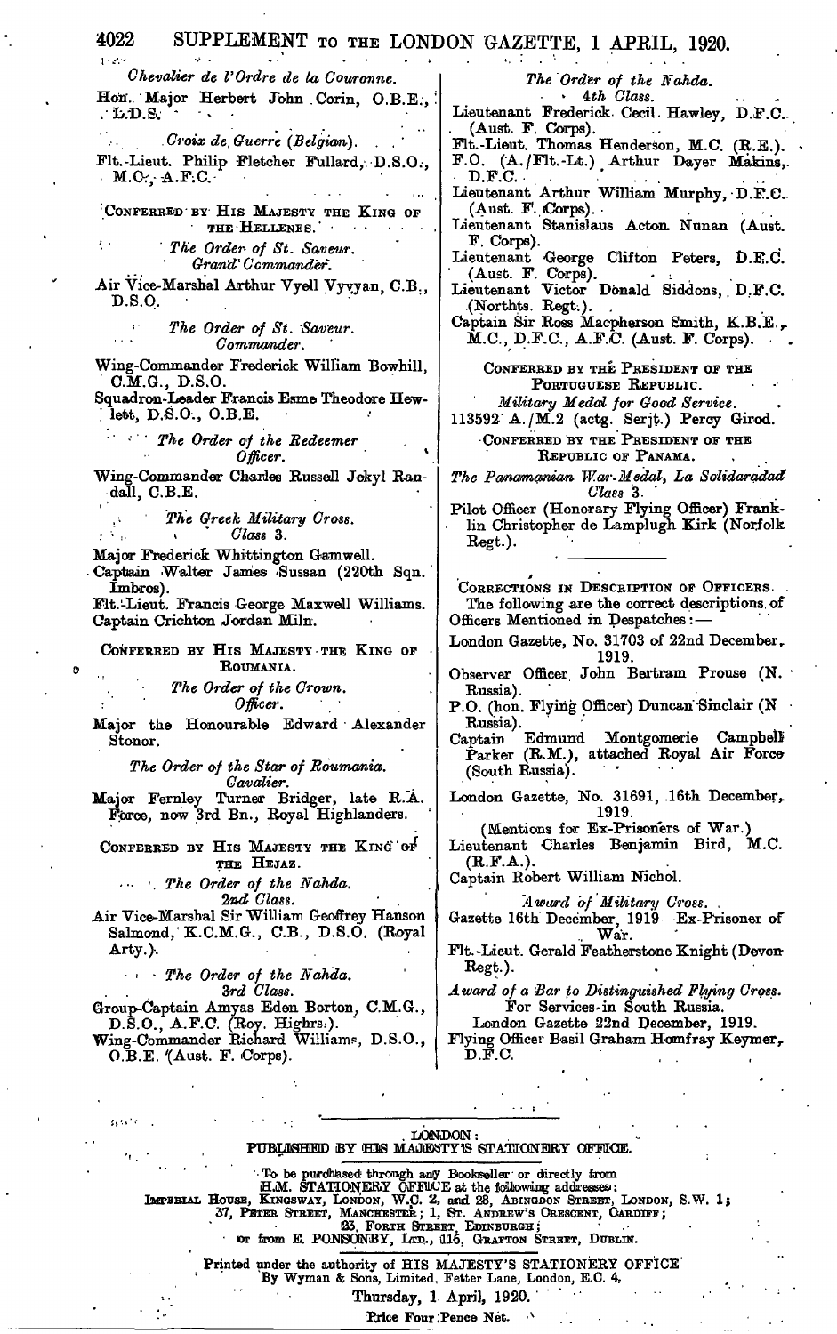*Chevalier de l'Ordre de la Couronne.*

Hon. Major Herbert John Corin, O.B.E., L.D.S.

*Croix de Guerre (Belgian).*

Flt.-Lieut. Philip Fletcher Fullard, D.S.O., M.C., A.F.C.

CONFERRED BY HIS MAJESTY THE KING OF THE HELLENES.

*The Order of St. Saveur. Grand Commander.*

Air Vice-Marshal Arthur Vyell Vyvyan, C.B., D.S.O.

*The Order of St. Saveur. Commander.*

Wing-Commander Frederick William Bowhill, C.M.G., D.S.O.

Squadron-Leader Francis Esme Theodore Hewlett, D.S.O., O.B.E.

*The Order of the Redeemer Officer.*

Wing-Commander Charles Russell Jekyl Randall, C.B.E.

*The Greek Military Cross. Class 3.*

Major Frederick Whittington Gamwell.

Captain Walter James Sussan (220th Sqn. Imbros).

Flt.-Lieut. Francis George Maxwell Williams.

Captain Crichton Jordan Miln.

CONFERRED BY HIS MAJESTY THE KING OF ROUMANIA.

*The Order of the Crown. Officer.*

Major the Honourable Edward Alexander Stonor.

*The Order of the Star of Roumania. Cavalier.*

Major Fernley Turner Bridger, late R.A. Force, now 3rd Bn., Royal Highlanders.

CONFERRED BY HIS MAJESTY THE KING OF THE HEJAZ.

*The Order of the Nahda. 2nd Class.*

Air Vice-Marshal Sir William Geoffrey Hanson Salmond, K.C.M.G., C.B., D.S.O. (Royal Arty.).

*The Order of the Nahda. 3rd Class.*

Group-Captain Amyas Eden Borton, C.M.G., D.S.O., A.F.C. (Roy. Highrs.).

Wing-Commander Richard Williams, D.S.O., O.B.E. (Aust. F. Corps).

*The Order of the Nahda. 4th Class.*

Lieutenant Frederick Cecil Hawley, D.F.C. (Aust. F. Corps).

Flt.-Lieut. Thomas Henderson, M.C. (R.E.).

F.O. (A./Flt.-Lt.) Arthur Dayer Makins, D.F.C.

Lieutenant Arthur William Murphy, D.F.C. (Aust. F. Corps).

Lieutenant Stanislaus Acton Nunan (Aust. F. Corps).

Lieutenant George Clifton Peters, D.F.C. (Aust. F. Corps).

Lieutenant Victor Donald Siddons, D.F.C. (Northts. Regt.).

Captain Sir Ross Macpherson Smith, K.B.E., M.C., D.F.C., A.F.C. (Aust. F. Corps).

CONFERRED BY THE PRESIDENT OF THE PORTUGUESE REPUBLIC.

*Military Medal for Good Service.*

113592 A./M.2 (actg. Serjt.) Percy Girod.

CONFERRED BY THE PRESIDENT OF THE REPUBLIC OF PANAMA.

*The Panamanian War-Medal, La Solidaradad Class 3.*

Pilot Officer (Honorary Flying Officer) Franklin Christopher de Lamplugh Kirk (Norfolk Regt.).

---

CORRECTIONS IN DESCRIPTION OF OFFICERS.

The following are the correct descriptions of Officers Mentioned in Despatches:—

London Gazette, No. 31703 of 22nd December, 1919.

Observer Officer John Bertram Prouse (N. Russia).

P.O. (hon. Flying Officer) Duncan Sinclair (N Russia).

Captain Edmund Montgomerie Campbell Parker (R.M.), attached Royal Air Force (South Russia).

London Gazette, No. 31691, 16th December, 1919.

(Mentions for Ex-Prisoners of War.)

Lieutenant Charles Benjamin Bird, M.C. (R.F.A.).

Captain Robert William Nichol.

*Award of Military Cross.*

Gazette 16th December, 1919—Ex-Prisoner of War.

Flt.-Lieut. Gerald Featherstone Knight (Devon Regt.).

*Award of a Bar to Distinguished Flying Cross.*

For Services in South Russia.

London Gazette 22nd December, 1919.

Flying Officer Basil Graham Homfray Keymer, D.F.C.

---

LONDON:
PUBLISHED BY HIS MAJESTY'S STATIONERY OFFICE.

To be purchased through any Bookseller or directly from H.M. STATIONERY OFFICE at the following addresses: IMPERIAL HOUSE, KINGSWAY, LONDON, W.C. 2, and 28, ABINGDON STREET, LONDON, S.W. 1; 37, PETER STREET, MANCHESTER; 1, ST. ANDREW'S CRESCENT, CARDIFF; 23, FORTH STREET, EDINBURGH; or from E. PONSONBY, LTD., 116, GRAFTON STREET, DUBLIN.

Printed under the authority of HIS MAJESTY'S STATIONERY OFFICE By Wyman & Sons, Limited, Fetter Lane, London, E.C. 4.

Thursday, 1 April, 1920.

Price Four Pence Net.